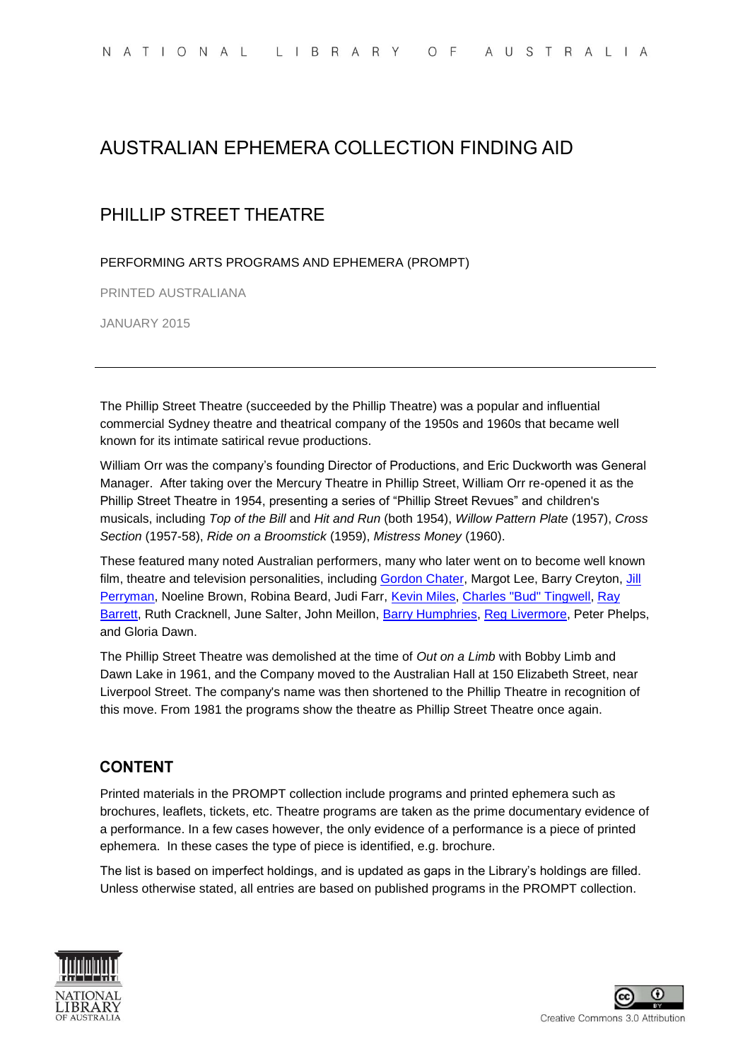# AUSTRALIAN EPHEMERA COLLECTION FINDING AID

## PHILLIP STREET THEATRE

PERFORMING ARTS PROGRAMS AND EPHEMERA (PROMPT)

PRINTED AUSTRALIANA

JANUARY 2015

---

The Phillip Street Theatre (succeeded by the Phillip Theatre) was a popular and influential commercial Sydney theatre and theatrical company of the 1950s and 1960s that became well known for its intimate satirical revue productions.

William Orr was the company's founding Director of Productions, and Eric Duckworth was General Manager. After taking over the Mercury Theatre in Phillip Street, William Orr re-opened it as the Phillip Street Theatre in 1954, presenting a series of "Phillip Street Revues" and children's musicals, including *Top of the Bill* and *Hit and Run* (both 1954), *Willow Pattern Plate* (1957), *Cross Section* (1957-58), *Ride on a Broomstick* (1959), *Mistress Money* (1960).

These featured many noted Australian performers, many who later went on to become well known film, theatre and television personalities, including Gordon Chater, Margot Lee, Barry Creyton, Jill Perryman, Noeline Brown, Robina Beard, Judi Farr, Kevin Miles, Charles "Bud" Tingwell, Ray Barrett, Ruth Cracknell, June Salter, John Meillon, Barry Humphries, Reg Livermore, Peter Phelps, and Gloria Dawn.

The Phillip Street Theatre was demolished at the time of *Out on a Limb* with Bobby Limb and Dawn Lake in 1961, and the Company moved to the Australian Hall at 150 Elizabeth Street, near Liverpool Street. The company's name was then shortened to the Phillip Theatre in recognition of this move. From 1981 the programs show the theatre as Phillip Street Theatre once again.

### CONTENT

Printed materials in the PROMPT collection include programs and printed ephemera such as brochures, leaflets, tickets, etc. Theatre programs are taken as the prime documentary evidence of a performance. In a few cases however, the only evidence of a performance is a piece of printed ephemera. In these cases the type of piece is identified, e.g. brochure.

The list is based on imperfect holdings, and is updated as gaps in the Library's holdings are filled. Unless otherwise stated, all entries are based on published programs in the PROMPT collection.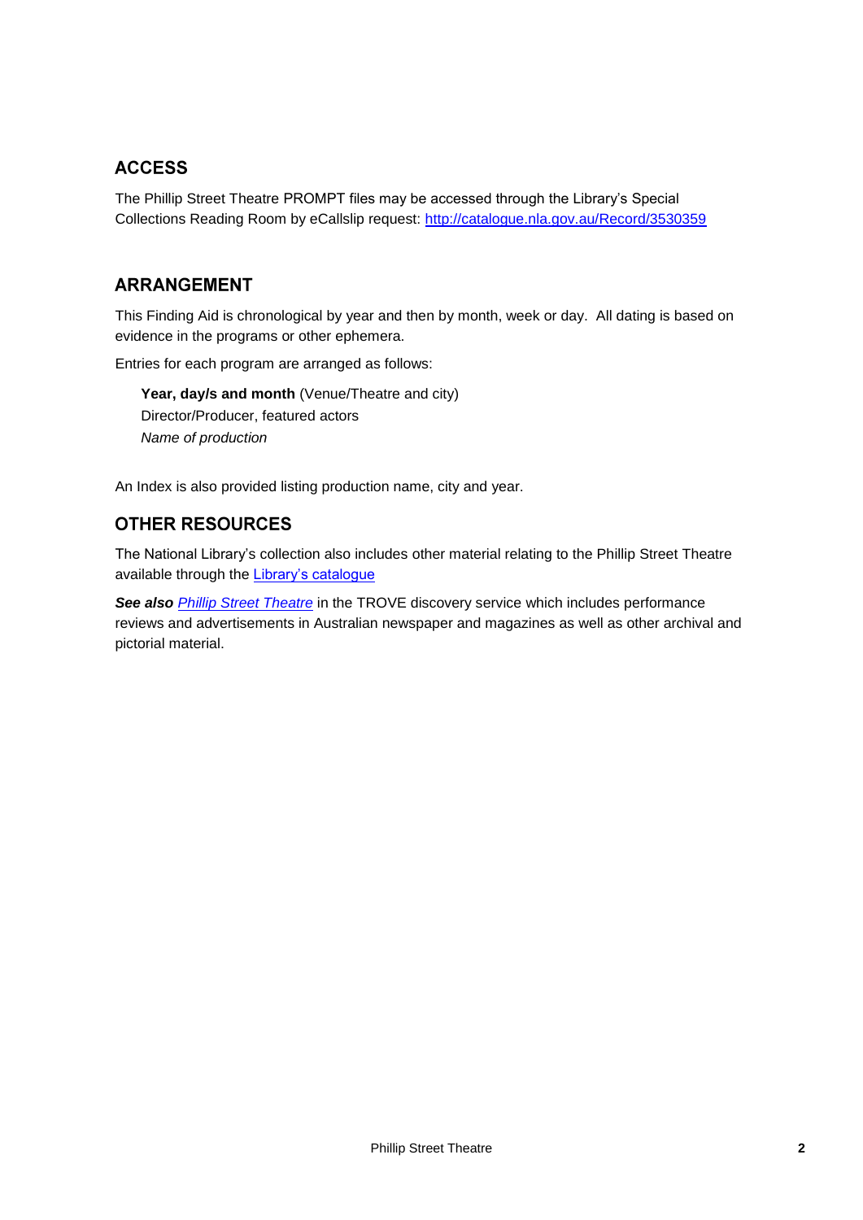## ACCESS

The Phillip Street Theatre PROMPT files may be accessed through the Library's Special Collections Reading Room by eCallslip request: [http://catalogue.nla.gov.au/Record/3530359](http://catalogue.nla.gov.au/Record/3530359)

## ARRANGEMENT

This Finding Aid is chronological by year and then by month, week or day. All dating is based on evidence in the programs or other ephemera.

Entries for each program are arranged as follows:

> **Year, day/s and month** (Venue/Theatre and city)
> Director/Producer, featured actors
> *Name of production*

An Index is also provided listing production name, city and year.

## OTHER RESOURCES

The National Library's collection also includes other material relating to the Phillip Street Theatre available through the [Library's catalogue](#)

***See also*** [*Phillip Street Theatre*](#) in the TROVE discovery service which includes performance reviews and advertisements in Australian newspaper and magazines as well as other archival and pictorial material.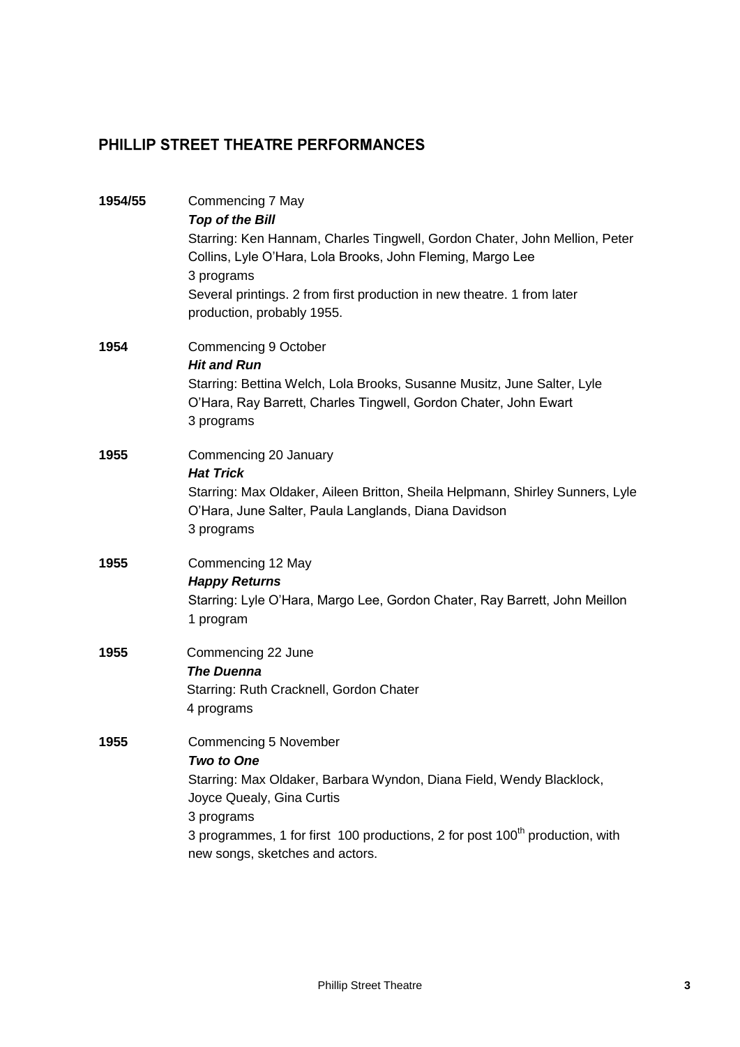## PHILLIP STREET THEATRE PERFORMANCES

**1954/55** Commencing 7 May
***Top of the Bill***
Starring: Ken Hannam, Charles Tingwell, Gordon Chater, John Mellion, Peter Collins, Lyle O'Hara, Lola Brooks, John Fleming, Margo Lee
3 programs
Several printings. 2 from first production in new theatre. 1 from later production, probably 1955.

**1954** Commencing 9 October
***Hit and Run***
Starring: Bettina Welch, Lola Brooks, Susanne Musitz, June Salter, Lyle O'Hara, Ray Barrett, Charles Tingwell, Gordon Chater, John Ewart
3 programs

**1955** Commencing 20 January
***Hat Trick***
Starring: Max Oldaker, Aileen Britton, Sheila Helpmann, Shirley Sunners, Lyle O'Hara, June Salter, Paula Langlands, Diana Davidson
3 programs

**1955** Commencing 12 May
***Happy Returns***
Starring: Lyle O'Hara, Margo Lee, Gordon Chater, Ray Barrett, John Meillon
1 program

**1955** Commencing 22 June
***The Duenna***
Starring: Ruth Cracknell, Gordon Chater
4 programs

**1955** Commencing 5 November
***Two to One***
Starring: Max Oldaker, Barbara Wyndon, Diana Field, Wendy Blacklock, Joyce Quealy, Gina Curtis
3 programs
3 programmes, 1 for first 100 productions, 2 for post 100th production, with new songs, sketches and actors.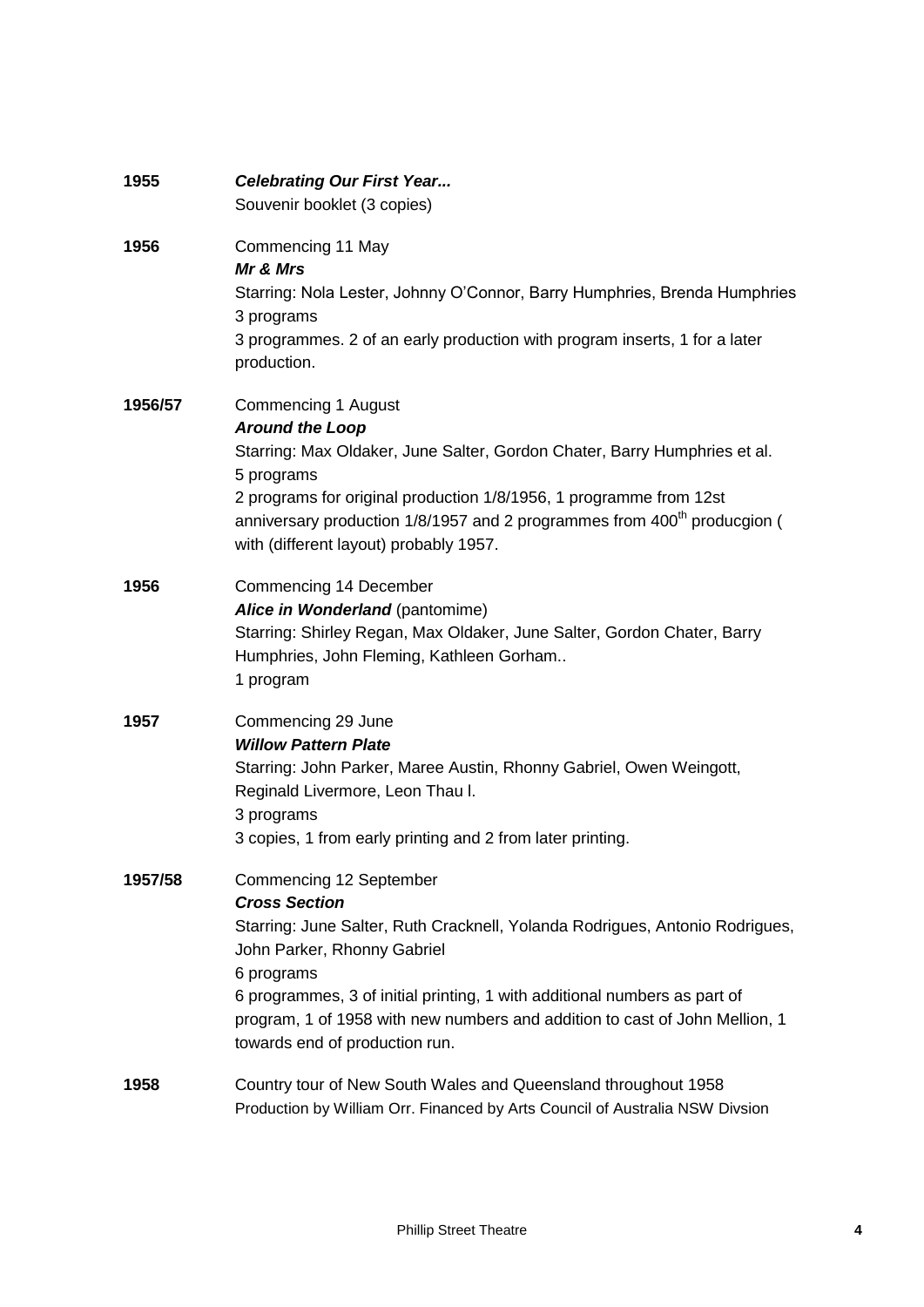| | |
|---|---|
| **1955** | ***Celebrating Our First Year...*** <br> Souvenir booklet (3 copies) |
| **1956** | Commencing 11 May <br> ***Mr & Mrs*** <br> Starring: Nola Lester, Johnny O'Connor, Barry Humphries, Brenda Humphries <br> 3 programs <br> 3 programmes. 2 of an early production with program inserts, 1 for a later production. |
| **1956/57** | Commencing 1 August <br> ***Around the Loop*** <br> Starring: Max Oldaker, June Salter, Gordon Chater, Barry Humphries et al. <br> 5 programs <br> 2 programs for original production 1/8/1956, 1 programme from 12st anniversary production 1/8/1957 and 2 programmes from 400th producgion ( with (different layout) probably 1957. |
| **1956** | Commencing 14 December <br> ***Alice in Wonderland*** (pantomime) <br> Starring: Shirley Regan, Max Oldaker, June Salter, Gordon Chater, Barry Humphries, John Fleming, Kathleen Gorham.. <br> 1 program |
| **1957** | Commencing 29 June <br> ***Willow Pattern Plate*** <br> Starring: John Parker, Maree Austin, Rhonny Gabriel, Owen Weingott, Reginald Livermore, Leon Thau l. <br> 3 programs <br> 3 copies, 1 from early printing and 2 from later printing. |
| **1957/58** | Commencing 12 September <br> ***Cross Section*** <br> Starring: June Salter, Ruth Cracknell, Yolanda Rodrigues, Antonio Rodrigues, John Parker, Rhonny Gabriel <br> 6 programs <br> 6 programmes, 3 of initial printing, 1 with additional numbers as part of program, 1 of 1958 with new numbers and addition to cast of John Mellion, 1 towards end of production run. |
| **1958** | Country tour of New South Wales and Queensland throughout 1958 <br> Production by William Orr. Financed by Arts Council of Australia NSW Divsion |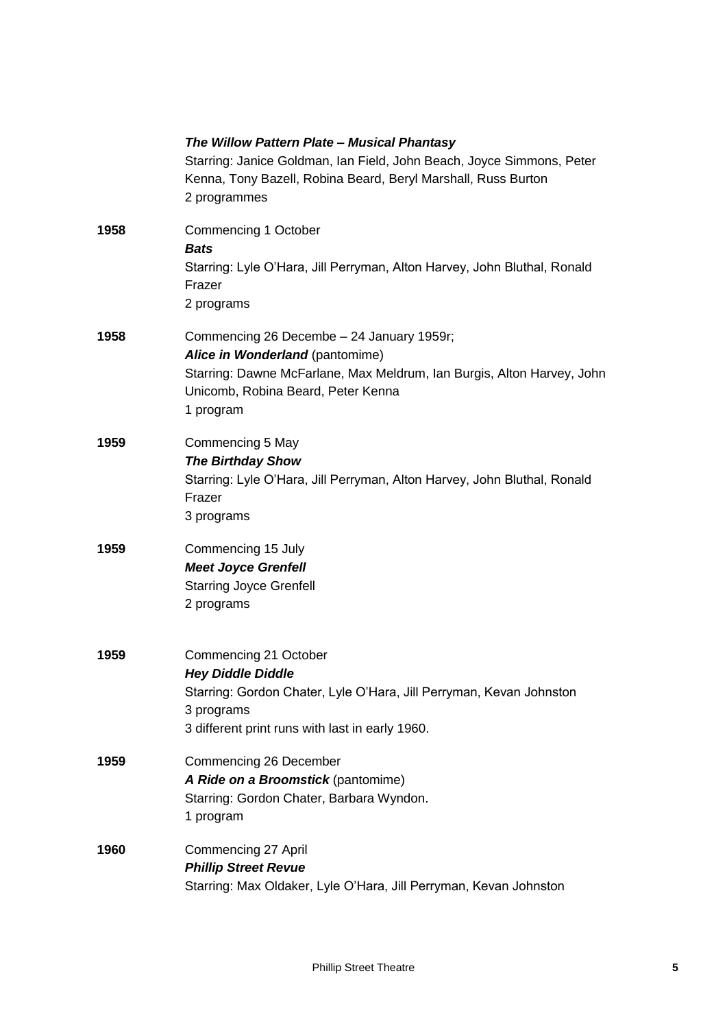***The Willow Pattern Plate – Musical Phantasy***
Starring: Janice Goldman, Ian Field, John Beach, Joyce Simmons, Peter Kenna, Tony Bazell, Robina Beard, Beryl Marshall, Russ Burton
2 programmes

**1958** Commencing 1 October
***Bats***
Starring: Lyle O'Hara, Jill Perryman, Alton Harvey, John Bluthal, Ronald Frazer
2 programs

**1958** Commencing 26 Decembe – 24 January 1959r;
***Alice in Wonderland*** (pantomime)
Starring: Dawne McFarlane, Max Meldrum, Ian Burgis, Alton Harvey, John Unicomb, Robina Beard, Peter Kenna
1 program

**1959** Commencing 5 May
***The Birthday Show***
Starring: Lyle O'Hara, Jill Perryman, Alton Harvey, John Bluthal, Ronald Frazer
3 programs

**1959** Commencing 15 July
***Meet Joyce Grenfell***
Starring Joyce Grenfell
2 programs

**1959** Commencing 21 October
***Hey Diddle Diddle***
Starring: Gordon Chater, Lyle O'Hara, Jill Perryman, Kevan Johnston
3 programs
3 different print runs with last in early 1960.

**1959** Commencing 26 December
***A Ride on a Broomstick*** (pantomime)
Starring: Gordon Chater, Barbara Wyndon.
1 program

**1960** Commencing 27 April
***Phillip Street Revue***
Starring: Max Oldaker, Lyle O'Hara, Jill Perryman, Kevan Johnston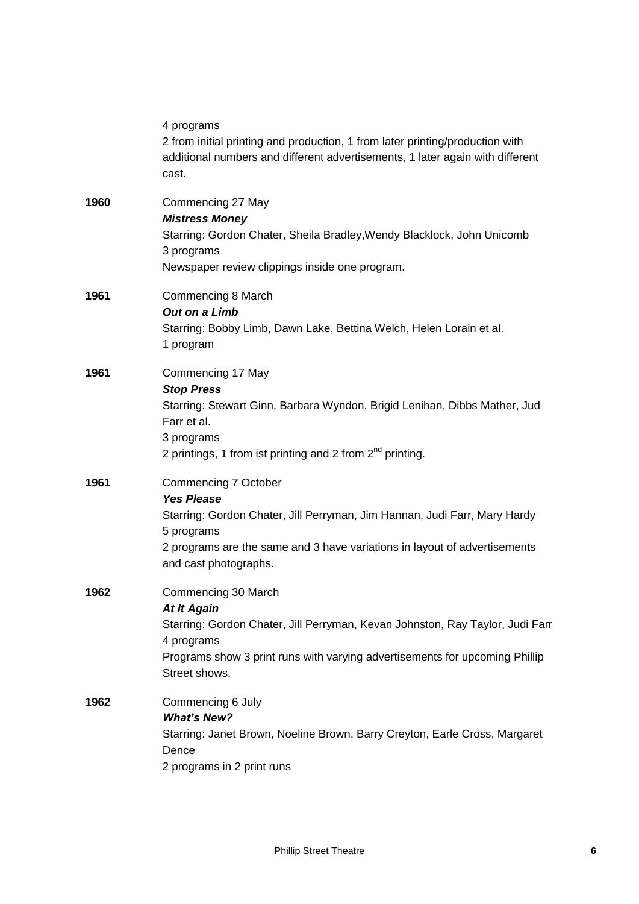4 programs
2 from initial printing and production, 1 from later printing/production with additional numbers and different advertisements, 1 later again with different cast.

**1960** Commencing 27 May
***Mistress Money***
Starring: Gordon Chater, Sheila Bradley,Wendy Blacklock, John Unicomb
3 programs
Newspaper review clippings inside one program.

**1961** Commencing 8 March
***Out on a Limb***
Starring: Bobby Limb, Dawn Lake, Bettina Welch, Helen Lorain et al.
1 program

**1961** Commencing 17 May
***Stop Press***
Starring: Stewart Ginn, Barbara Wyndon, Brigid Lenihan, Dibbs Mather, Jud Farr et al.
3 programs
2 printings, 1 from ist printing and 2 from 2nd printing.

**1961** Commencing 7 October
***Yes Please***
Starring: Gordon Chater, Jill Perryman, Jim Hannan, Judi Farr, Mary Hardy
5 programs
2 programs are the same and 3 have variations in layout of advertisements and cast photographs.

**1962** Commencing 30 March
***At It Again***
Starring: Gordon Chater, Jill Perryman, Kevan Johnston, Ray Taylor, Judi Farr
4 programs
Programs show 3 print runs with varying advertisements for upcoming Phillip Street shows.

**1962** Commencing 6 July
***What's New?***
Starring: Janet Brown, Noeline Brown, Barry Creyton, Earle Cross, Margaret Dence
2 programs in 2 print runs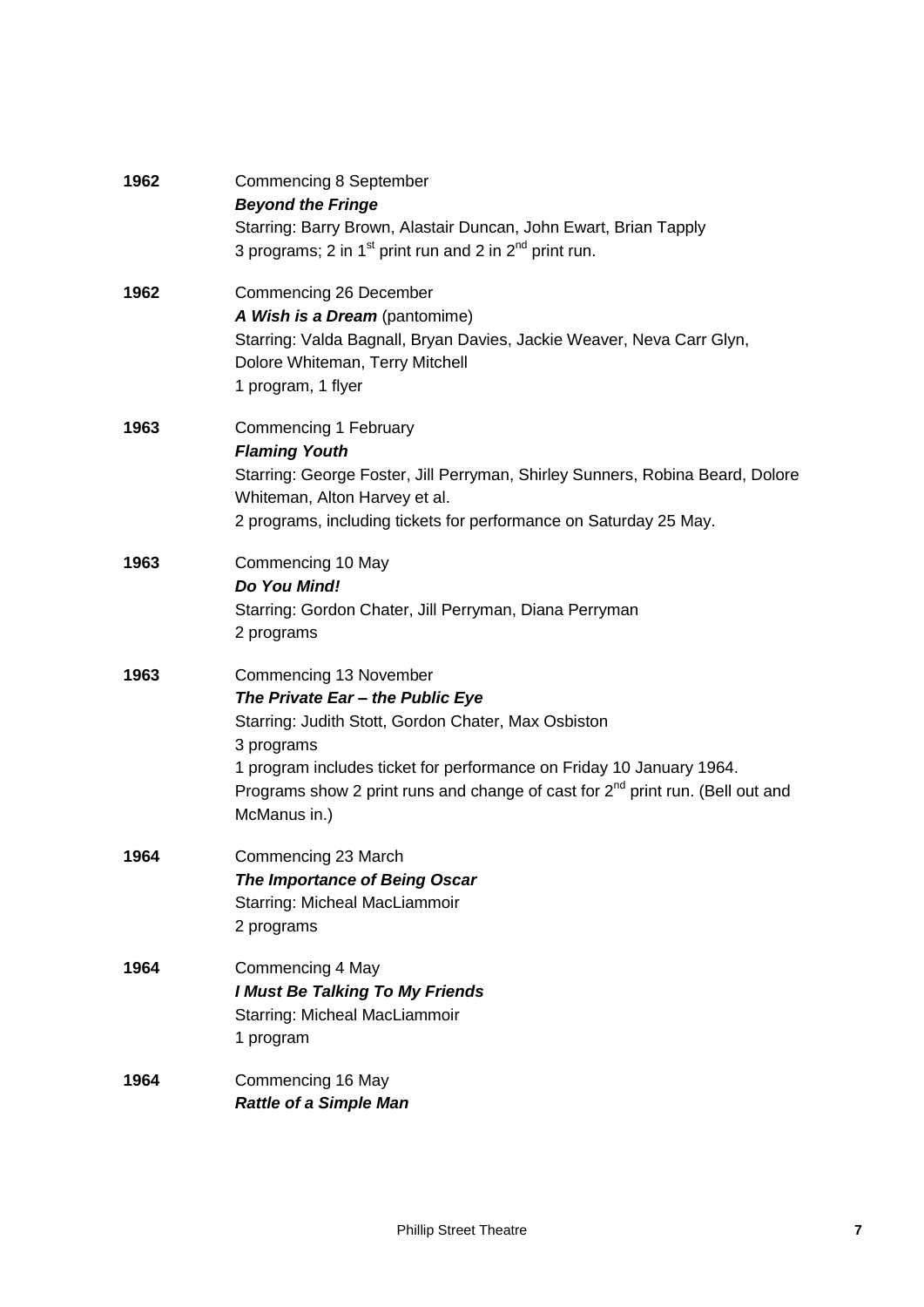**1962** Commencing 8 September
***Beyond the Fringe***
Starring: Barry Brown, Alastair Duncan, John Ewart, Brian Tapply
3 programs; 2 in 1st print run and 2 in 2nd print run.

**1962** Commencing 26 December
***A Wish is a Dream*** (pantomime)
Starring: Valda Bagnall, Bryan Davies, Jackie Weaver, Neva Carr Glyn, Dolore Whiteman, Terry Mitchell
1 program, 1 flyer

**1963** Commencing 1 February
***Flaming Youth***
Starring: George Foster, Jill Perryman, Shirley Sunners, Robina Beard, Dolore Whiteman, Alton Harvey et al.
2 programs, including tickets for performance on Saturday 25 May.

**1963** Commencing 10 May
***Do You Mind!***
Starring: Gordon Chater, Jill Perryman, Diana Perryman
2 programs

**1963** Commencing 13 November
***The Private Ear – the Public Eye***
Starring: Judith Stott, Gordon Chater, Max Osbiston
3 programs
1 program includes ticket for performance on Friday 10 January 1964.
Programs show 2 print runs and change of cast for 2nd print run. (Bell out and McManus in.)

**1964** Commencing 23 March
***The Importance of Being Oscar***
Starring: Micheal MacLiammoir
2 programs

**1964** Commencing 4 May
***I Must Be Talking To My Friends***
Starring: Micheal MacLiammoir
1 program

**1964** Commencing 16 May
***Rattle of a Simple Man***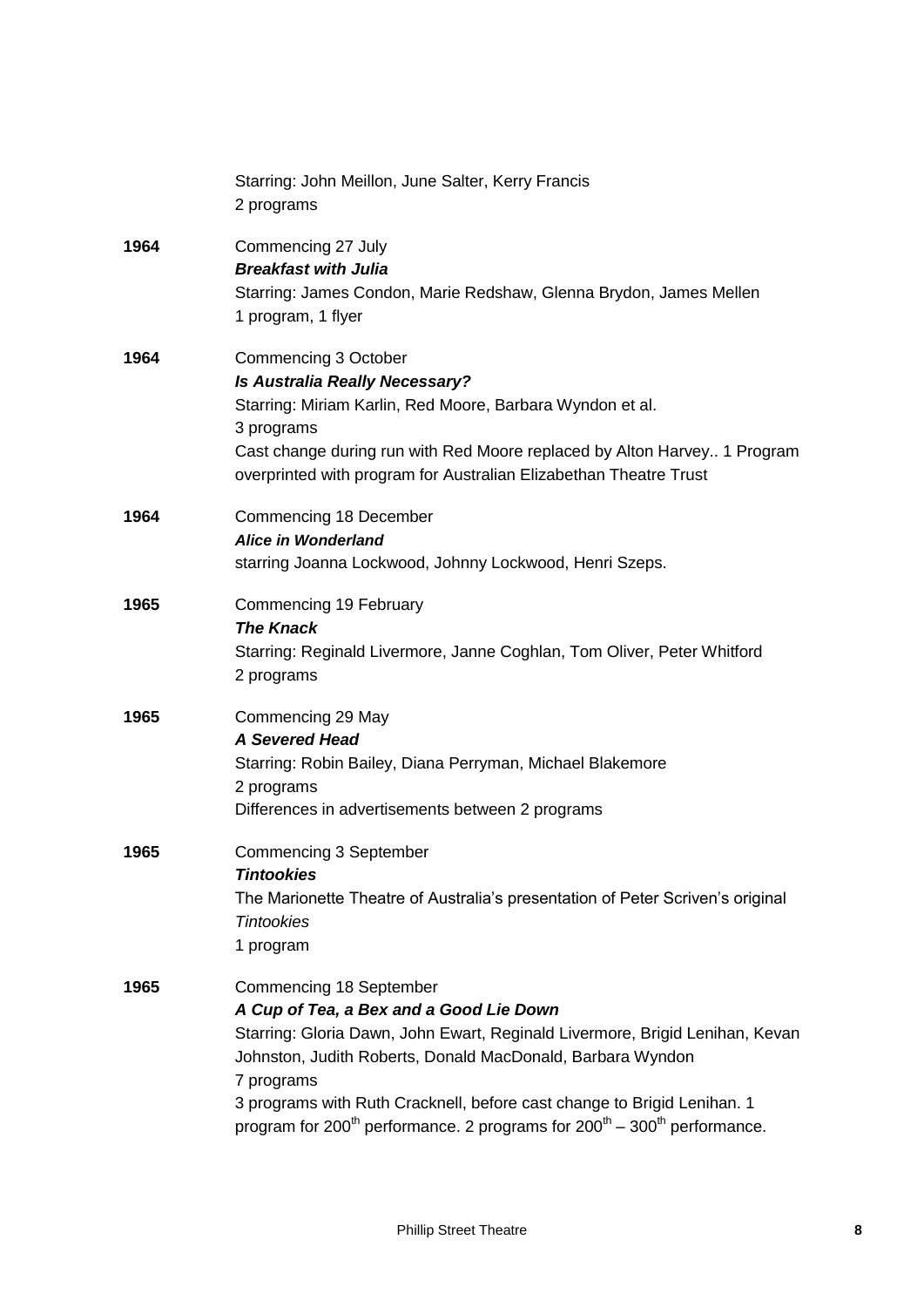Starring: John Meillon, June Salter, Kerry Francis
2 programs

**1964** Commencing 27 July
***Breakfast with Julia***
Starring: James Condon, Marie Redshaw, Glenna Brydon, James Mellen
1 program, 1 flyer

**1964** Commencing 3 October
***Is Australia Really Necessary?***
Starring: Miriam Karlin, Red Moore, Barbara Wyndon et al.
3 programs
Cast change during run with Red Moore replaced by Alton Harvey.. 1 Program overprinted with program for Australian Elizabethan Theatre Trust

**1964** Commencing 18 December
***Alice in Wonderland***
starring Joanna Lockwood, Johnny Lockwood, Henri Szeps.

**1965** Commencing 19 February
***The Knack***
Starring: Reginald Livermore, Janne Coghlan, Tom Oliver, Peter Whitford
2 programs

**1965** Commencing 29 May
***A Severed Head***
Starring: Robin Bailey, Diana Perryman, Michael Blakemore
2 programs
Differences in advertisements between 2 programs

**1965** Commencing 3 September
***Tintookies***
The Marionette Theatre of Australia's presentation of Peter Scriven's original *Tintookies*
1 program

**1965** Commencing 18 September
***A Cup of Tea, a Bex and a Good Lie Down***
Starring: Gloria Dawn, John Ewart, Reginald Livermore, Brigid Lenihan, Kevan Johnston, Judith Roberts, Donald MacDonald, Barbara Wyndon
7 programs
3 programs with Ruth Cracknell, before cast change to Brigid Lenihan. 1 program for 200th performance. 2 programs for 200th – 300th performance.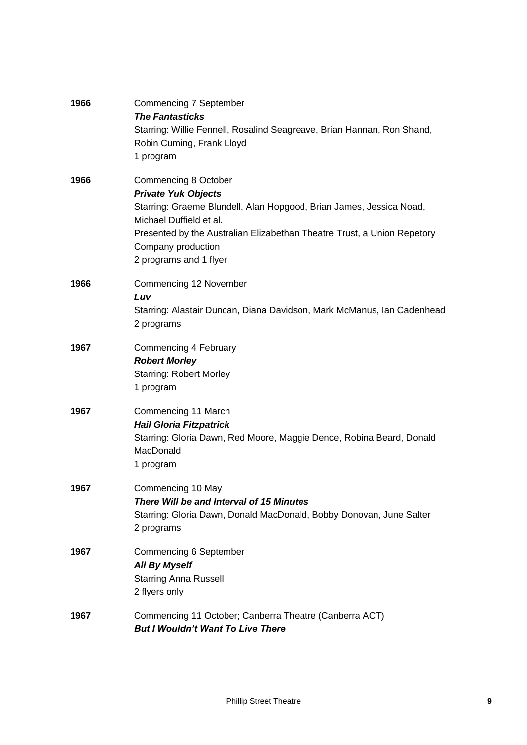**1966**

Commencing 7 September
***The Fantasticks***
Starring: Willie Fennell, Rosalind Seagreave, Brian Hannan, Ron Shand, Robin Cuming, Frank Lloyd
1 program

**1966**

Commencing 8 October
***Private Yuk Objects***
Starring: Graeme Blundell, Alan Hopgood, Brian James, Jessica Noad, Michael Duffield et al.
Presented by the Australian Elizabethan Theatre Trust, a Union Repetory Company production
2 programs and 1 flyer

**1966**

Commencing 12 November
***Luv***
Starring: Alastair Duncan, Diana Davidson, Mark McManus, Ian Cadenhead
2 programs

**1967**

Commencing 4 February
***Robert Morley***
Starring: Robert Morley
1 program

**1967**

Commencing 11 March
***Hail Gloria Fitzpatrick***
Starring: Gloria Dawn, Red Moore, Maggie Dence, Robina Beard, Donald MacDonald
1 program

**1967**

Commencing 10 May
***There Will be and Interval of 15 Minutes***
Starring: Gloria Dawn, Donald MacDonald, Bobby Donovan, June Salter
2 programs

**1967**

Commencing 6 September
***All By Myself***
Starring Anna Russell
2 flyers only

**1967**

Commencing 11 October; Canberra Theatre (Canberra ACT)
***But I Wouldn't Want To Live There***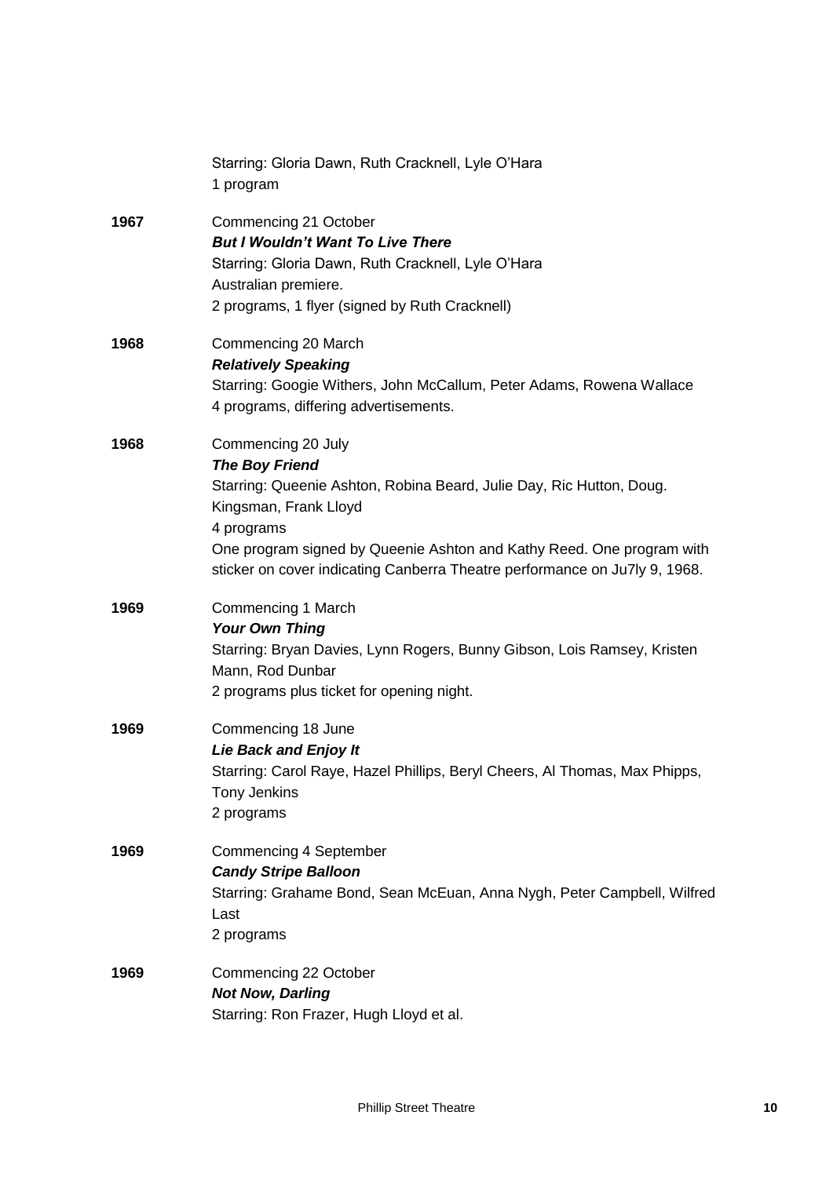Starring: Gloria Dawn, Ruth Cracknell, Lyle O'Hara
1 program

**1967** Commencing 21 October
***But I Wouldn't Want To Live There***
Starring: Gloria Dawn, Ruth Cracknell, Lyle O'Hara
Australian premiere.
2 programs, 1 flyer (signed by Ruth Cracknell)

**1968** Commencing 20 March
***Relatively Speaking***
Starring: Googie Withers, John McCallum, Peter Adams, Rowena Wallace
4 programs, differing advertisements.

**1968** Commencing 20 July
***The Boy Friend***
Starring: Queenie Ashton, Robina Beard, Julie Day, Ric Hutton, Doug. Kingsman, Frank Lloyd
4 programs
One program signed by Queenie Ashton and Kathy Reed. One program with sticker on cover indicating Canberra Theatre performance on Ju7ly 9, 1968.

**1969** Commencing 1 March
***Your Own Thing***
Starring: Bryan Davies, Lynn Rogers, Bunny Gibson, Lois Ramsey, Kristen Mann, Rod Dunbar
2 programs plus ticket for opening night.

**1969** Commencing 18 June
***Lie Back and Enjoy It***
Starring: Carol Raye, Hazel Phillips, Beryl Cheers, Al Thomas, Max Phipps, Tony Jenkins
2 programs

**1969** Commencing 4 September
***Candy Stripe Balloon***
Starring: Grahame Bond, Sean McEuan, Anna Nygh, Peter Campbell, Wilfred Last
2 programs

**1969** Commencing 22 October
***Not Now, Darling***
Starring: Ron Frazer, Hugh Lloyd et al.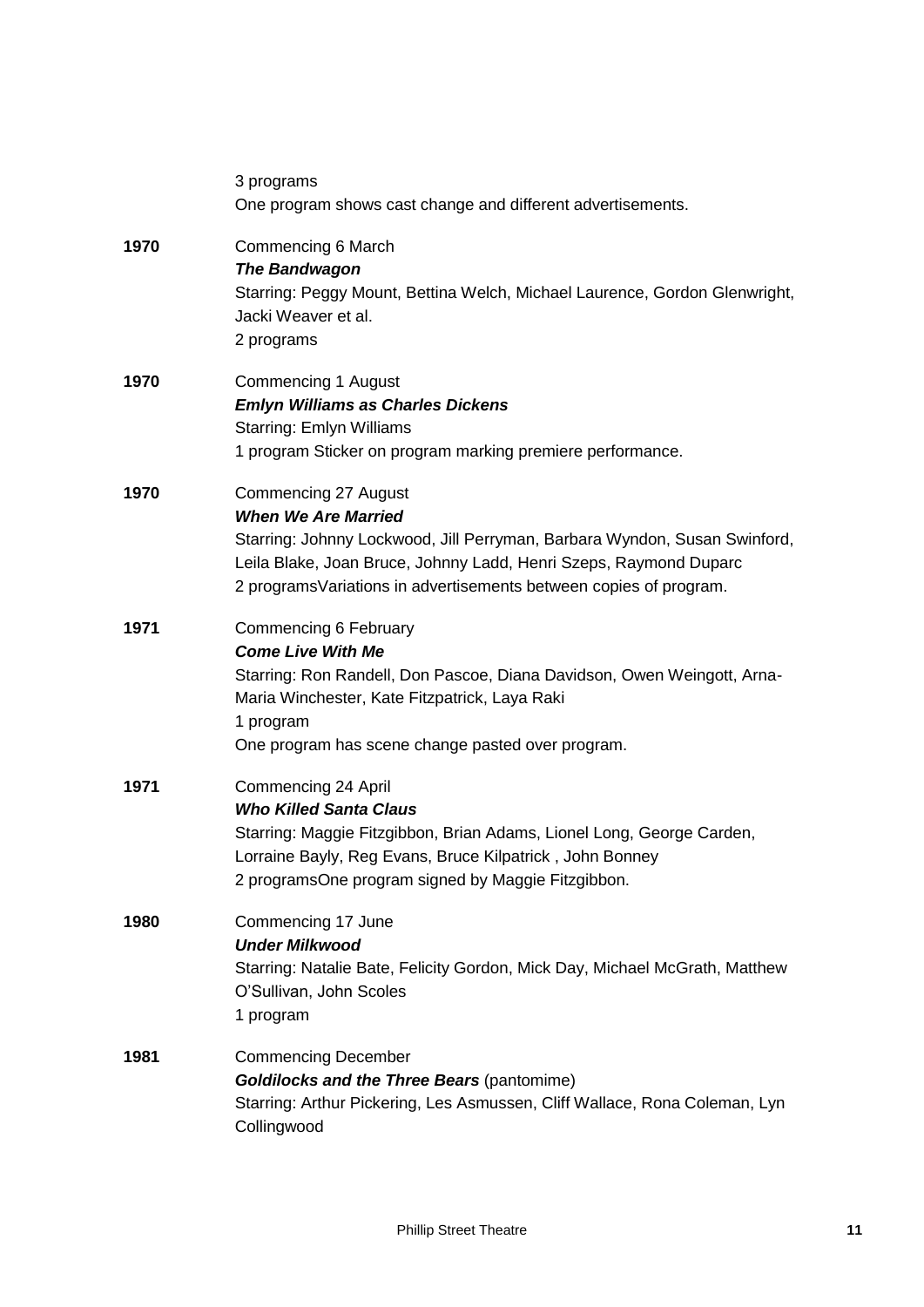3 programs
One program shows cast change and different advertisements.

**1970** Commencing 6 March
***The Bandwagon***
Starring: Peggy Mount, Bettina Welch, Michael Laurence, Gordon Glenwright, Jacki Weaver et al.
2 programs

**1970** Commencing 1 August
***Emlyn Williams as Charles Dickens***
Starring: Emlyn Williams
1 program Sticker on program marking premiere performance.

**1970** Commencing 27 August
***When We Are Married***
Starring: Johnny Lockwood, Jill Perryman, Barbara Wyndon, Susan Swinford, Leila Blake, Joan Bruce, Johnny Ladd, Henri Szeps, Raymond Duparc
2 programsVariations in advertisements between copies of program.

**1971** Commencing 6 February
***Come Live With Me***
Starring: Ron Randell, Don Pascoe, Diana Davidson, Owen Weingott, Arna-Maria Winchester, Kate Fitzpatrick, Laya Raki
1 program
One program has scene change pasted over program.

**1971** Commencing 24 April
***Who Killed Santa Claus***
Starring: Maggie Fitzgibbon, Brian Adams, Lionel Long, George Carden, Lorraine Bayly, Reg Evans, Bruce Kilpatrick , John Bonney
2 programsOne program signed by Maggie Fitzgibbon.

**1980** Commencing 17 June
***Under Milkwood***
Starring: Natalie Bate, Felicity Gordon, Mick Day, Michael McGrath, Matthew O'Sullivan, John Scoles
1 program

**1981** Commencing December
***Goldilocks and the Three Bears*** (pantomime)
Starring: Arthur Pickering, Les Asmussen, Cliff Wallace, Rona Coleman, Lyn Collingwood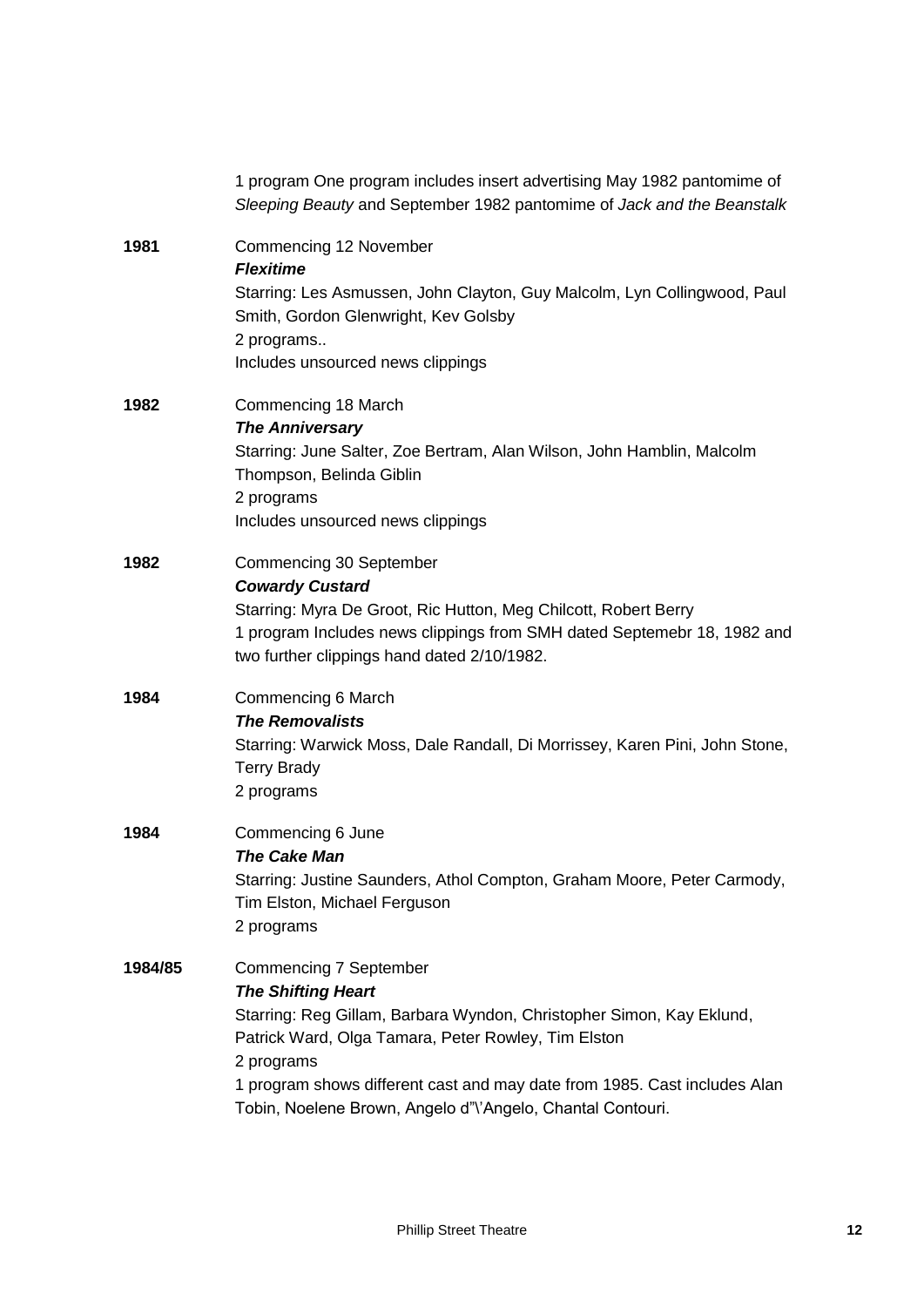1 program One program includes insert advertising May 1982 pantomime of *Sleeping Beauty* and September 1982 pantomime of *Jack and the Beanstalk*

**1981** Commencing 12 November
***Flexitime***
Starring: Les Asmussen, John Clayton, Guy Malcolm, Lyn Collingwood, Paul Smith, Gordon Glenwright, Kev Golsby
2 programs..
Includes unsourced news clippings

**1982** Commencing 18 March
***The Anniversary***
Starring: June Salter, Zoe Bertram, Alan Wilson, John Hamblin, Malcolm Thompson, Belinda Giblin
2 programs
Includes unsourced news clippings

**1982** Commencing 30 September
***Cowardy Custard***
Starring: Myra De Groot, Ric Hutton, Meg Chilcott, Robert Berry
1 program Includes news clippings from SMH dated Septemebr 18, 1982 and two further clippings hand dated 2/10/1982.

**1984** Commencing 6 March
***The Removalists***
Starring: Warwick Moss, Dale Randall, Di Morrissey, Karen Pini, John Stone, Terry Brady
2 programs

**1984** Commencing 6 June
***The Cake Man***
Starring: Justine Saunders, Athol Compton, Graham Moore, Peter Carmody, Tim Elston, Michael Ferguson
2 programs

**1984/85** Commencing 7 September
***The Shifting Heart***
Starring: Reg Gillam, Barbara Wyndon, Christopher Simon, Kay Eklund, Patrick Ward, Olga Tamara, Peter Rowley, Tim Elston
2 programs
1 program shows different cast and may date from 1985. Cast includes Alan Tobin, Noelene Brown, Angelo d"\'Angelo, Chantal Contouri.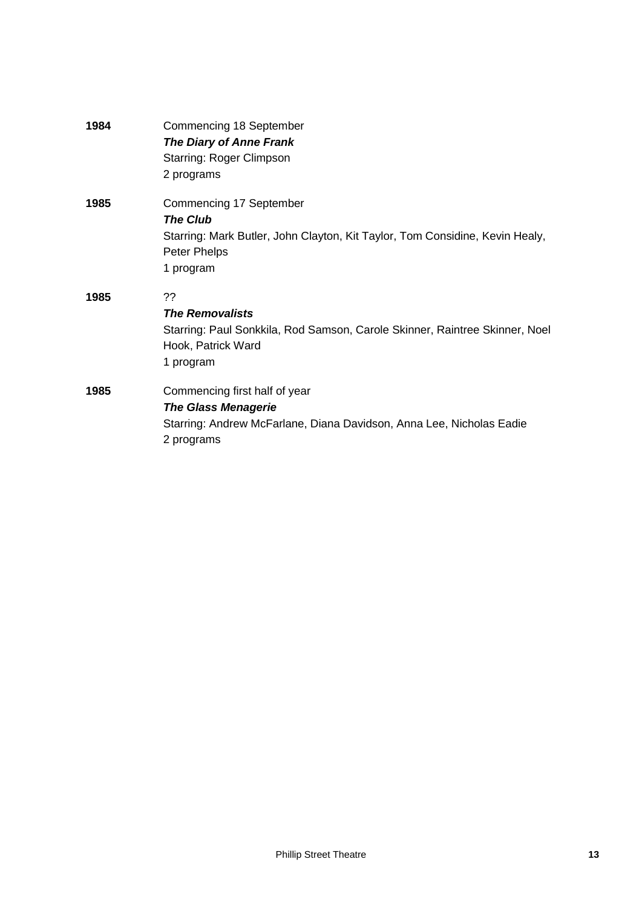**1984** Commencing 18 September
***The Diary of Anne Frank***
Starring: Roger Climpson
2 programs

**1985** Commencing 17 September
***The Club***
Starring: Mark Butler, John Clayton, Kit Taylor, Tom Considine, Kevin Healy, Peter Phelps
1 program

**1985** ??
***The Removalists***
Starring: Paul Sonkkila, Rod Samson, Carole Skinner, Raintree Skinner, Noel Hook, Patrick Ward
1 program

**1985** Commencing first half of year
***The Glass Menagerie***
Starring: Andrew McFarlane, Diana Davidson, Anna Lee, Nicholas Eadie
2 programs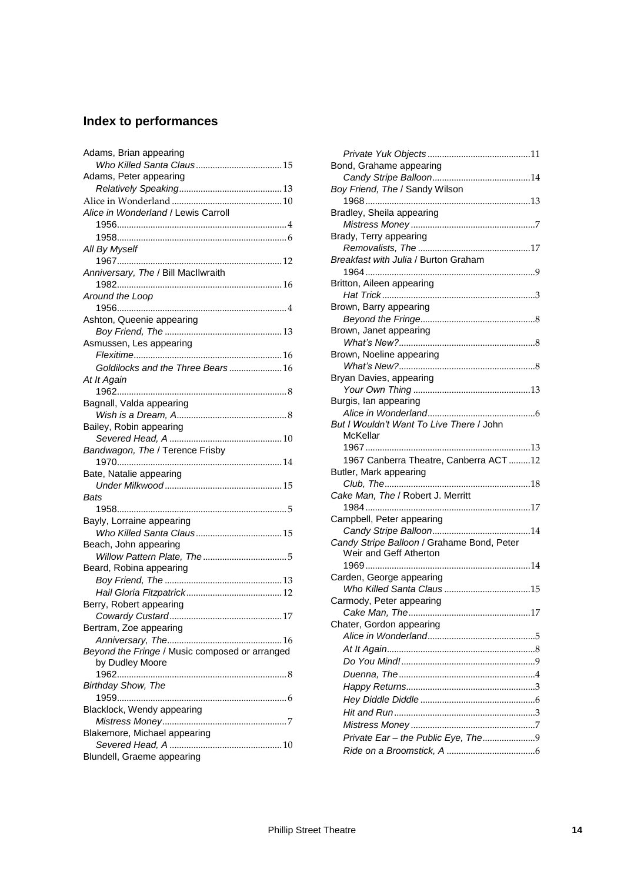## Index to performances

Adams, Brian appearing
  *Who Killed Santa Claus* ........ 15
Adams, Peter appearing
  *Relatively Speaking* ........ 13
Alice in Wonderland ........ 10
*Alice in Wonderland* / Lewis Carroll
  1956 ........ 4
  1958 ........ 6
*All By Myself*
  1967 ........ 12
*Anniversary, The* / Bill MacIlwraith
  1982 ........ 16
*Around the Loop*
  1956 ........ 4
Ashton, Queenie appearing
  *Boy Friend, The* ........ 13
Asmussen, Les appearing
  *Flexitime* ........ 16
  *Goldilocks and the Three Bears* ........ 16
*At It Again*
  1962 ........ 8
Bagnall, Valda appearing
  *Wish is a Dream, A* ........ 8
Bailey, Robin appearing
  *Severed Head, A* ........ 10
*Bandwagon, The* / Terence Frisby
  1970 ........ 14
Bate, Natalie appearing
  *Under Milkwood* ........ 15
*Bats*
  1958 ........ 5
Bayly, Lorraine appearing
  *Who Killed Santa Claus* ........ 15
Beach, John appearing
  *Willow Pattern Plate, The* ........ 5
Beard, Robina appearing
  *Boy Friend, The* ........ 13
  *Hail Gloria Fitzpatrick* ........ 12
Berry, Robert appearing
  *Cowardy Custard* ........ 17
Bertram, Zoe appearing
  *Anniversary, The* ........ 16
*Beyond the Fringe* / Music composed or arranged by Dudley Moore
  1962 ........ 8
*Birthday Show, The*
  1959 ........ 6
Blacklock, Wendy appearing
  *Mistress Money* ........ 7
Blakemore, Michael appearing
  *Severed Head, A* ........ 10
Blundell, Graeme appearing
  *Private Yuk Objects* ........ 11
Bond, Grahame appearing
  *Candy Stripe Balloon* ........ 14
*Boy Friend, The* / Sandy Wilson
  1968 ........ 13
Bradley, Sheila appearing
  *Mistress Money* ........ 7
Brady, Terry appearing
  *Removalists, The* ........ 17
*Breakfast with Julia* / Burton Graham
  1964 ........ 9
Britton, Aileen appearing
  *Hat Trick* ........ 3
Brown, Barry appearing
  *Beyond the Fringe* ........ 8
Brown, Janet appearing
  *What's New?* ........ 8
Brown, Noeline appearing
  *What's New?* ........ 8
Bryan Davies, appearing
  *Your Own Thing* ........ 13
Burgis, Ian appearing
  *Alice in Wonderland* ........ 6
*But I Wouldn't Want To Live There* / John McKellar
  1967 ........ 13
  1967 Canberra Theatre, Canberra ACT ........ 12
Butler, Mark appearing
  *Club, The* ........ 18
*Cake Man, The* / Robert J. Merritt
  1984 ........ 17
Campbell, Peter appearing
  *Candy Stripe Balloon* ........ 14
*Candy Stripe Balloon* / Grahame Bond, Peter Weir and Geff Atherton
  1969 ........ 14
Carden, George appearing
  *Who Killed Santa Claus* ........ 15
Carmody, Peter appearing
  *Cake Man, The* ........ 17
Chater, Gordon appearing
  *Alice in Wonderland* ........ 5
  *At It Again* ........ 8
  *Do You Mind!* ........ 9
  *Duenna, The* ........ 4
  *Happy Returns* ........ 3
  *Hey Diddle Diddle* ........ 6
  *Hit and Run* ........ 3
  *Mistress Money* ........ 7
  *Private Ear – the Public Eye, The* ........ 9
  *Ride on a Broomstick, A* ........ 6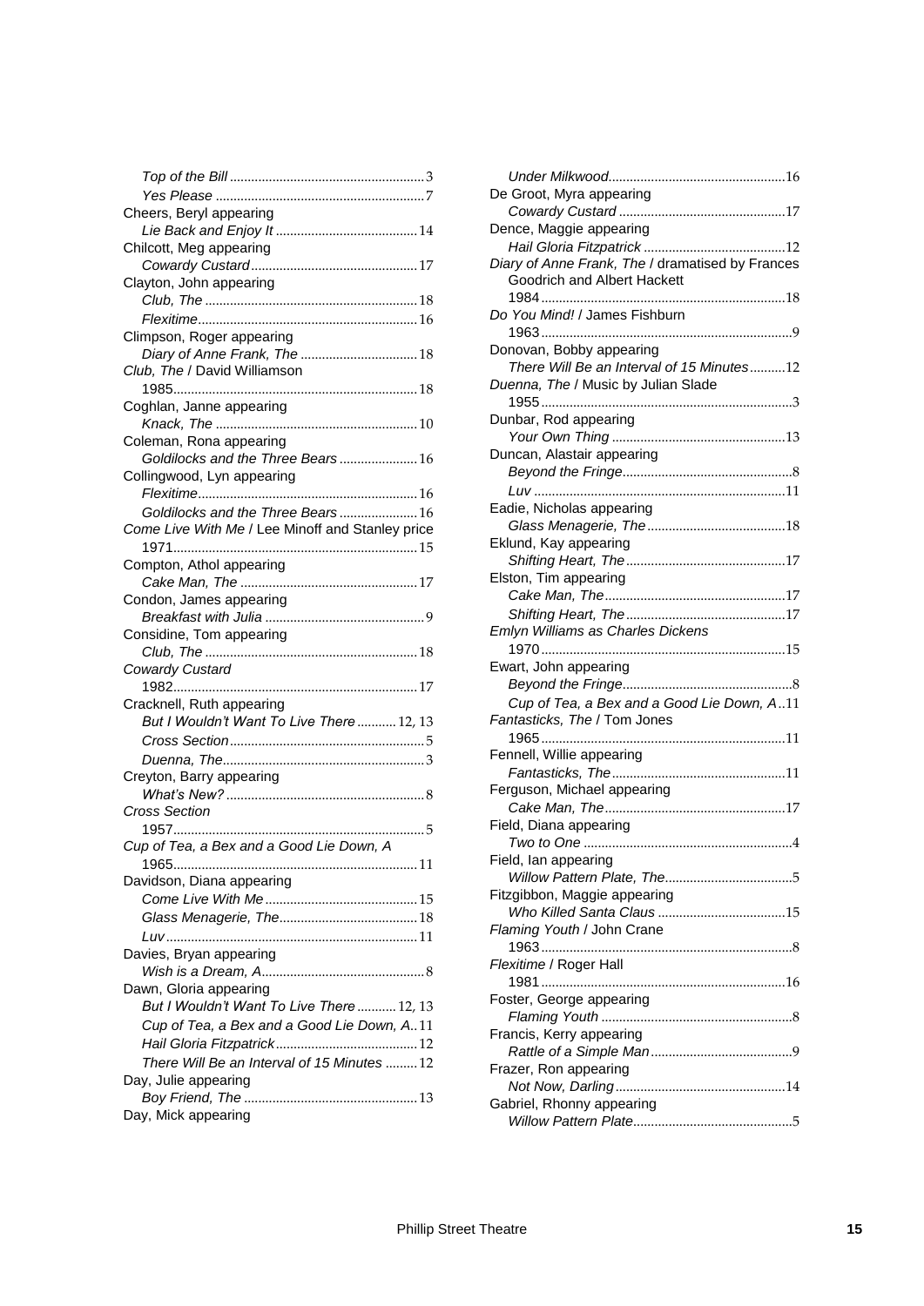*Top of the Bill* ....................................................... 3
*Yes Please* ........................................................... 7

Cheers, Beryl appearing
*Lie Back and Enjoy It* ........................................ 14

Chilcott, Meg appearing
*Cowardy Custard* ............................................... 17

Clayton, John appearing
*Club, The* ............................................................ 18
*Flexitime* ............................................................. 16

Climpson, Roger appearing
*Diary of Anne Frank, The* ................................. 18

*Club, The* / David Williamson
1985.................................................................... 18

Coghlan, Janne appearing
*Knack, The* ......................................................... 10

Coleman, Rona appearing
*Goldilocks and the Three Bears* ...................... 16

Collingwood, Lyn appearing
*Flexitime* ............................................................. 16
*Goldilocks and the Three Bears* ...................... 16

*Come Live With Me* / Lee Minoff and Stanley price
1971.................................................................... 15

Compton, Athol appearing
*Cake Man, The* .................................................. 17

Condon, James appearing
*Breakfast with Julia* ............................................. 9

Considine, Tom appearing
*Club, The* ............................................................ 18

*Cowardy Custard*
1982.................................................................... 17

Cracknell, Ruth appearing
*But I Wouldn't Want To Live There* ........... 12, 13
*Cross Section* ....................................................... 5
*Duenna, The* ......................................................... 3

Creyton, Barry appearing
*What's New?* ........................................................ 8

*Cross Section*
1957...................................................................... 5

*Cup of Tea, a Bex and a Good Lie Down, A*
1965.................................................................... 11

Davidson, Diana appearing
*Come Live With Me* ........................................... 15
*Glass Menagerie, The* ....................................... 18
*Luv* ...................................................................... 11

Davies, Bryan appearing
*Wish is a Dream, A* .............................................. 8

Dawn, Gloria appearing
*But I Wouldn't Want To Live There* ........... 12, 13
*Cup of Tea, a Bex and a Good Lie Down, A*.. 11
*Hail Gloria Fitzpatrick* ........................................ 12
*There Will Be an Interval of 15 Minutes* ......... 12

Day, Julie appearing
*Boy Friend, The* ................................................. 13

Day, Mick appearing
*Under Milkwood*.................................................. 16

De Groot, Myra appearing
*Cowardy Custard* ............................................... 17

Dence, Maggie appearing
*Hail Gloria Fitzpatrick* ........................................ 12

*Diary of Anne Frank, The* / dramatised by Frances Goodrich and Albert Hackett
1984.................................................................... 18

*Do You Mind!* / James Fishburn
1963...................................................................... 9

Donovan, Bobby appearing
*There Will Be an Interval of 15 Minutes*.......... 12

*Duenna, The* / Music by Julian Slade
1955...................................................................... 3

Dunbar, Rod appearing
*Your Own Thing* ................................................. 13

Duncan, Alastair appearing
*Beyond the Fringe*................................................ 8
*Luv* ...................................................................... 11

Eadie, Nicholas appearing
*Glass Menagerie, The* ....................................... 18

Eklund, Kay appearing
*Shifting Heart, The* ............................................. 17

Elston, Tim appearing
*Cake Man, The* .................................................. 17
*Shifting Heart, The* ............................................. 17

*Emlyn Williams as Charles Dickens*
1970.................................................................... 15

Ewart, John appearing
*Beyond the Fringe*................................................ 8
*Cup of Tea, a Bex and a Good Lie Down, A*.. 11

*Fantasticks, The* / Tom Jones
1965.................................................................... 11

Fennell, Willie appearing
*Fantasticks, The* ................................................. 11

Ferguson, Michael appearing
*Cake Man, The* .................................................. 17

Field, Diana appearing
*Two to One* .......................................................... 4

Field, Ian appearing
*Willow Pattern Plate, The*.................................... 5

Fitzgibbon, Maggie appearing
*Who Killed Santa Claus* .................................... 15

*Flaming Youth* / John Crane
1963...................................................................... 8

*Flexitime* / Roger Hall
1981.................................................................... 16

Foster, George appearing
*Flaming Youth* ...................................................... 8

Francis, Kerry appearing
*Rattle of a Simple Man* ........................................ 9

Frazer, Ron appearing
*Not Now, Darling* ................................................ 14

Gabriel, Rhonny appearing
*Willow Pattern Plate*............................................. 5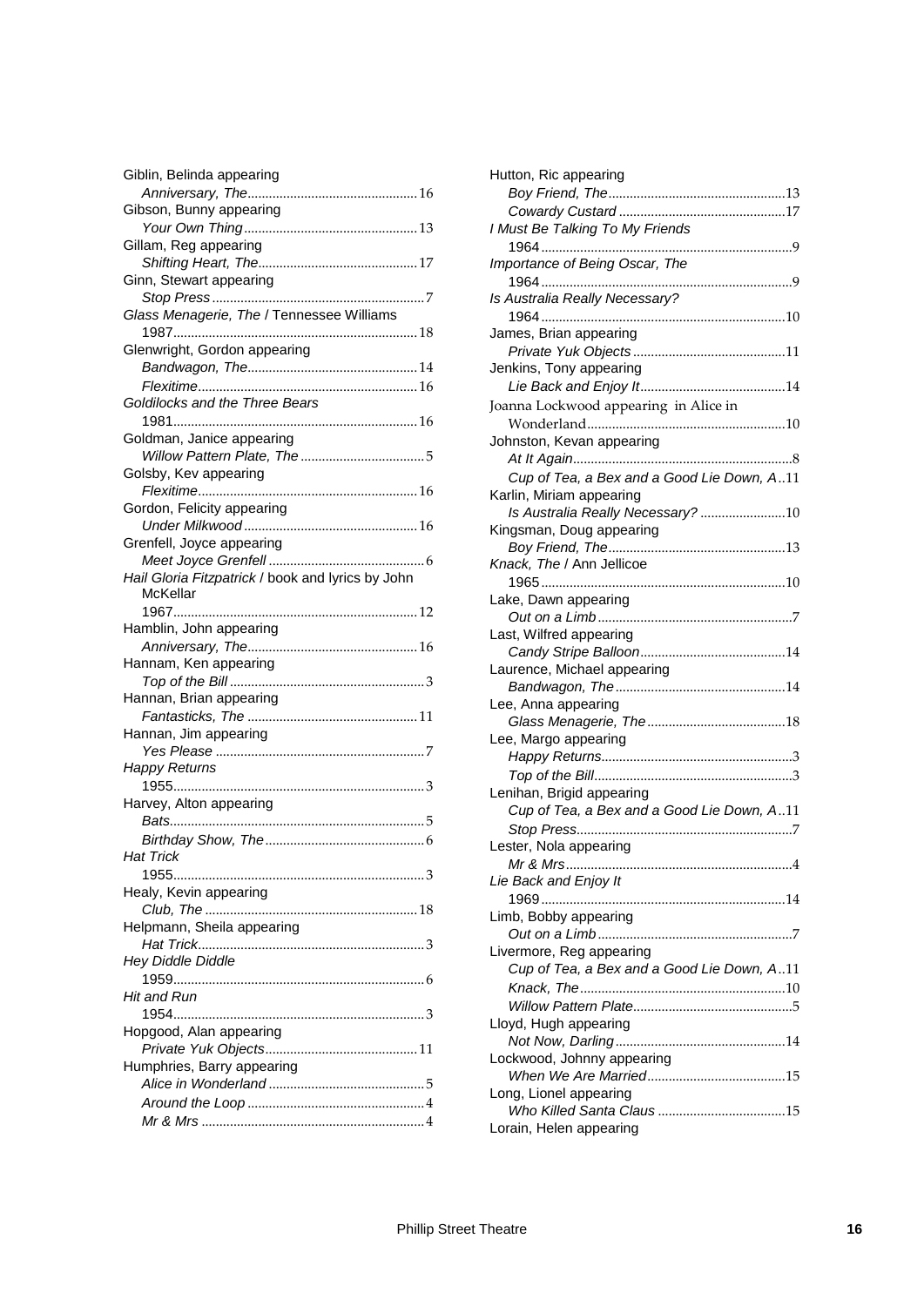Giblin, Belinda appearing
*Anniversary, The* ............................................ 16
Gibson, Bunny appearing
*Your Own Thing* ............................................ 13
Gillam, Reg appearing
*Shifting Heart, The* ............................................ 17
Ginn, Stewart appearing
*Stop Press* ............................................ 7
*Glass Menagerie, The* / Tennessee Williams
1987 ............................................ 18
Glenwright, Gordon appearing
*Bandwagon, The* ............................................ 14
*Flexitime* ............................................ 16
*Goldilocks and the Three Bears*
1981 ............................................ 16
Goldman, Janice appearing
*Willow Pattern Plate, The* ............................................ 5
Golsby, Kev appearing
*Flexitime* ............................................ 16
Gordon, Felicity appearing
*Under Milkwood* ............................................ 16
Grenfell, Joyce appearing
*Meet Joyce Grenfell* ............................................ 6
*Hail Gloria Fitzpatrick* / book and lyrics by John McKellar
1967 ............................................ 12
Hamblin, John appearing
*Anniversary, The* ............................................ 16
Hannam, Ken appearing
*Top of the Bill* ............................................ 3
Hannan, Brian appearing
*Fantasticks, The* ............................................ 11
Hannan, Jim appearing
*Yes Please* ............................................ 7
*Happy Returns*
1955 ............................................ 3
Harvey, Alton appearing
*Bats* ............................................ 5
*Birthday Show, The* ............................................ 6
*Hat Trick*
1955 ............................................ 3
Healy, Kevin appearing
*Club, The* ............................................ 18
Helpmann, Sheila appearing
*Hat Trick* ............................................ 3
*Hey Diddle Diddle*
1959 ............................................ 6
*Hit and Run*
1954 ............................................ 3
Hopgood, Alan appearing
*Private Yuk Objects* ............................................ 11
Humphries, Barry appearing
*Alice in Wonderland* ............................................ 5
*Around the Loop* ............................................ 4
*Mr & Mrs* ............................................ 4

Hutton, Ric appearing
*Boy Friend, The* ............................................ 13
*Cowardy Custard* ............................................ 17
*I Must Be Talking To My Friends*
1964 ............................................ 9
*Importance of Being Oscar, The*
1964 ............................................ 9
*Is Australia Really Necessary?*
1964 ............................................ 10
James, Brian appearing
*Private Yuk Objects* ............................................ 11
Jenkins, Tony appearing
*Lie Back and Enjoy It* ............................................ 14
Joanna Lockwood appearing in Alice in Wonderland ............................................ 10
Johnston, Kevan appearing
*At It Again* ............................................ 8
*Cup of Tea, a Bex and a Good Lie Down, A* .. 11
Karlin, Miriam appearing
*Is Australia Really Necessary?* ............................................ 10
Kingsman, Doug appearing
*Boy Friend, The* ............................................ 13
*Knack, The* / Ann Jellicoe
1965 ............................................ 10
Lake, Dawn appearing
*Out on a Limb* ............................................ 7
Last, Wilfred appearing
*Candy Stripe Balloon* ............................................ 14
Laurence, Michael appearing
*Bandwagon, The* ............................................ 14
Lee, Anna appearing
*Glass Menagerie, The* ............................................ 18
Lee, Margo appearing
*Happy Returns* ............................................ 3
*Top of the Bill* ............................................ 3
Lenihan, Brigid appearing
*Cup of Tea, a Bex and a Good Lie Down, A* .. 11
*Stop Press* ............................................ 7
Lester, Nola appearing
*Mr & Mrs* ............................................ 4
*Lie Back and Enjoy It*
1969 ............................................ 14
Limb, Bobby appearing
*Out on a Limb* ............................................ 7
Livermore, Reg appearing
*Cup of Tea, a Bex and a Good Lie Down, A* .. 11
*Knack, The* ............................................ 10
*Willow Pattern Plate* ............................................ 5
Lloyd, Hugh appearing
*Not Now, Darling* ............................................ 14
Lockwood, Johnny appearing
*When We Are Married* ............................................ 15
Long, Lionel appearing
*Who Killed Santa Claus* ............................................ 15
Lorain, Helen appearing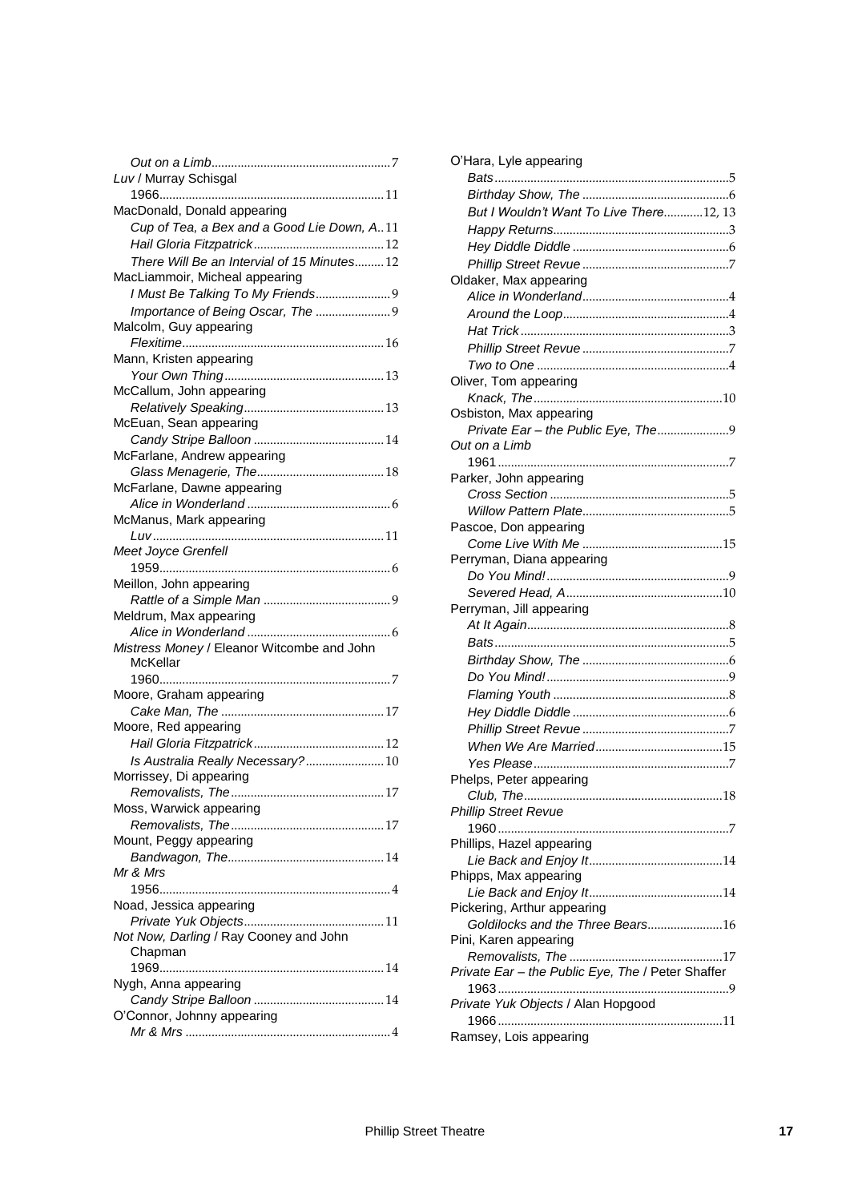*Out on a Limb* ....... 7

*Luv* / Murray Schisgal

1966 ....... 11

MacDonald, Donald appearing

*Cup of Tea, a Bex and a Good Lie Down, A* .. 11

*Hail Gloria Fitzpatrick* ....... 12

*There Will Be an Intervial of 15 Minutes* ....... 12

MacLiammoir, Micheal appearing

*I Must Be Talking To My Friends* ....... 9

*Importance of Being Oscar, The* ....... 9

Malcolm, Guy appearing

*Flexitime* ....... 16

Mann, Kristen appearing

*Your Own Thing* ....... 13

McCallum, John appearing

*Relatively Speaking* ....... 13

McEuan, Sean appearing

*Candy Stripe Balloon* ....... 14

McFarlane, Andrew appearing

*Glass Menagerie, The* ....... 18

McFarlane, Dawne appearing

*Alice in Wonderland* ....... 6

McManus, Mark appearing

*Luv* ....... 11

*Meet Joyce Grenfell*

1959 ....... 6

Meillon, John appearing

*Rattle of a Simple Man* ....... 9

Meldrum, Max appearing

*Alice in Wonderland* ....... 6

*Mistress Money* / Eleanor Witcombe and John McKellar

1960 ....... 7

Moore, Graham appearing

*Cake Man, The* ....... 17

Moore, Red appearing

*Hail Gloria Fitzpatrick* ....... 12

*Is Australia Really Necessary?* ....... 10

Morrissey, Di appearing

*Removalists, The* ....... 17

Moss, Warwick appearing

*Removalists, The* ....... 17

Mount, Peggy appearing

*Bandwagon, The* ....... 14

*Mr & Mrs*

1956 ....... 4

Noad, Jessica appearing

*Private Yuk Objects* ....... 11

*Not Now, Darling* / Ray Cooney and John Chapman

1969 ....... 14

Nygh, Anna appearing

*Candy Stripe Balloon* ....... 14

O'Connor, Johnny appearing

*Mr & Mrs* ....... 4

O'Hara, Lyle appearing

*Bats* ....... 5

*Birthday Show, The* ....... 6

*But I Wouldn't Want To Live There* ....... 12, 13

*Happy Returns* ....... 3

*Hey Diddle Diddle* ....... 6

*Phillip Street Revue* ....... 7

Oldaker, Max appearing

*Alice in Wonderland* ....... 4

*Around the Loop* ....... 4

*Hat Trick* ....... 3

*Phillip Street Revue* ....... 7

*Two to One* ....... 4

Oliver, Tom appearing

*Knack, The* ....... 10

Osbiston, Max appearing

*Private Ear – the Public Eye, The* ....... 9

*Out on a Limb*

1961 ....... 7

Parker, John appearing

*Cross Section* ....... 5

*Willow Pattern Plate* ....... 5

Pascoe, Don appearing

*Come Live With Me* ....... 15

Perryman, Diana appearing

*Do You Mind!* ....... 9

*Severed Head, A* ....... 10

Perryman, Jill appearing

*At It Again* ....... 8

*Bats* ....... 5

*Birthday Show, The* ....... 6

*Do You Mind!* ....... 9

*Flaming Youth* ....... 8

*Hey Diddle Diddle* ....... 6

*Phillip Street Revue* ....... 7

*When We Are Married* ....... 15

*Yes Please* ....... 7

Phelps, Peter appearing

*Club, The* ....... 18

*Phillip Street Revue*

1960 ....... 7

Phillips, Hazel appearing

*Lie Back and Enjoy It* ....... 14

Phipps, Max appearing

*Lie Back and Enjoy It* ....... 14

Pickering, Arthur appearing

*Goldilocks and the Three Bears* ....... 16

Pini, Karen appearing

*Removalists, The* ....... 17

*Private Ear – the Public Eye, The* / Peter Shaffer

1963 ....... 9

*Private Yuk Objects* / Alan Hopgood

1966 ....... 11

Ramsey, Lois appearing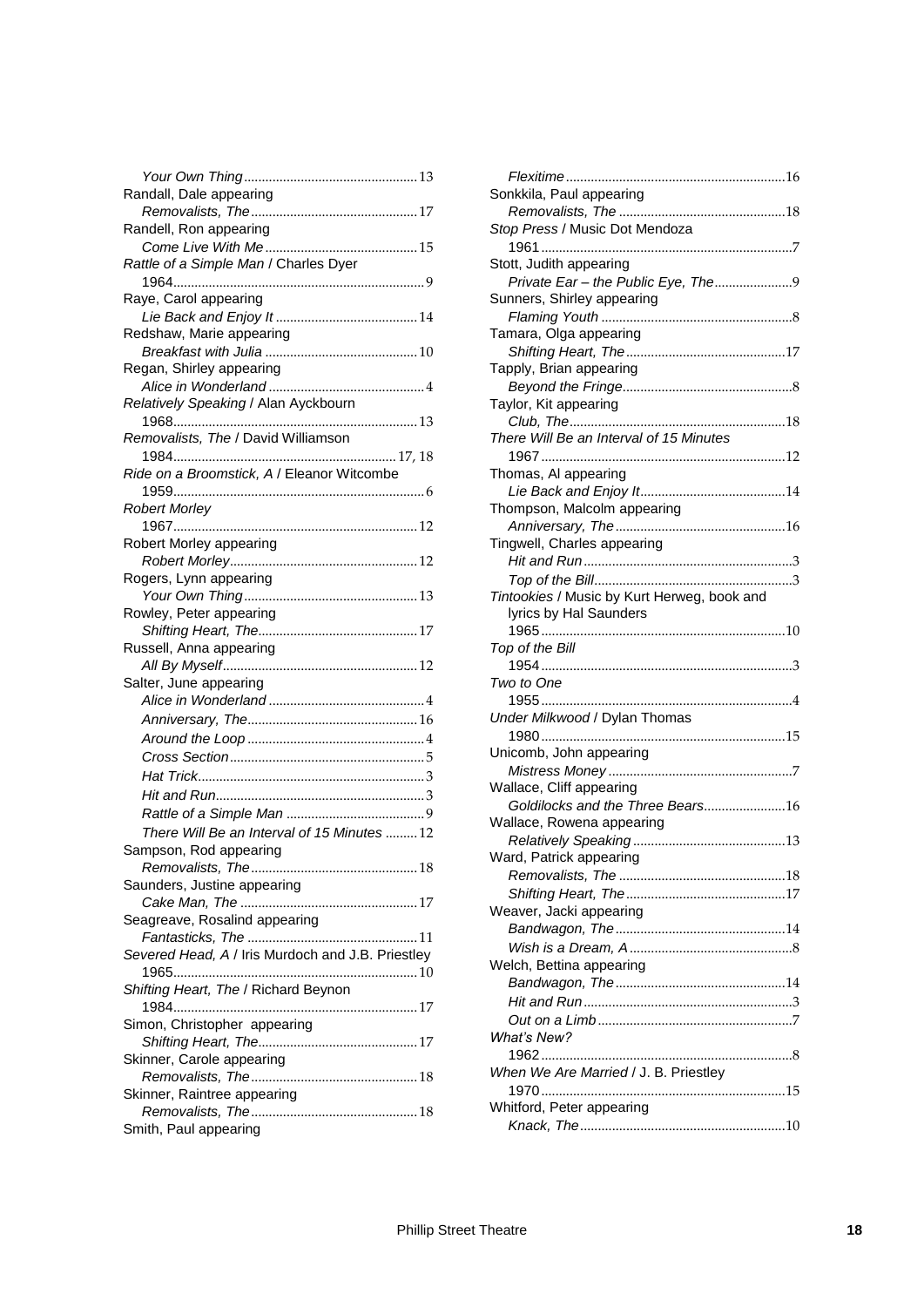*Your Own Thing* ... 13

Randall, Dale appearing
*Removalists, The* ... 17

Randell, Ron appearing
*Come Live With Me* ... 15

*Rattle of a Simple Man* / Charles Dyer
1964 ... 9

Raye, Carol appearing
*Lie Back and Enjoy It* ... 14

Redshaw, Marie appearing
*Breakfast with Julia* ... 10

Regan, Shirley appearing
*Alice in Wonderland* ... 4

*Relatively Speaking* / Alan Ayckbourn
1968 ... 13

*Removalists, The* / David Williamson
1984 ... 17, 18

*Ride on a Broomstick, A* / Eleanor Witcombe
1959 ... 6

*Robert Morley*
1967 ... 12

Robert Morley appearing
*Robert Morley* ... 12

Rogers, Lynn appearing
*Your Own Thing* ... 13

Rowley, Peter appearing
*Shifting Heart, The* ... 17

Russell, Anna appearing
*All By Myself* ... 12

Salter, June appearing
*Alice in Wonderland* ... 4
*Anniversary, The* ... 16
*Around the Loop* ... 4
*Cross Section* ... 5
*Hat Trick* ... 3
*Hit and Run* ... 3
*Rattle of a Simple Man* ... 9
*There Will Be an Interval of 15 Minutes* ... 12

Sampson, Rod appearing
*Removalists, The* ... 18

Saunders, Justine appearing
*Cake Man, The* ... 17

Seagreave, Rosalind appearing
*Fantasticks, The* ... 11

*Severed Head, A* / Iris Murdoch and J.B. Priestley
1965 ... 10

*Shifting Heart, The* / Richard Beynon
1984 ... 17

Simon, Christopher appearing
*Shifting Heart, The* ... 17

Skinner, Carole appearing
*Removalists, The* ... 18

Skinner, Raintree appearing
*Removalists, The* ... 18

Smith, Paul appearing
*Flexitime* ... 16

Sonkkila, Paul appearing
*Removalists, The* ... 18

*Stop Press* / Music Dot Mendoza
1961 ... 7

Stott, Judith appearing
*Private Ear – the Public Eye, The* ... 9

Sunners, Shirley appearing
*Flaming Youth* ... 8

Tamara, Olga appearing
*Shifting Heart, The* ... 17

Tapply, Brian appearing
*Beyond the Fringe* ... 8

Taylor, Kit appearing
*Club, The* ... 18

*There Will Be an Interval of 15 Minutes*
1967 ... 12

Thomas, Al appearing
*Lie Back and Enjoy It* ... 14

Thompson, Malcolm appearing
*Anniversary, The* ... 16

Tingwell, Charles appearing
*Hit and Run* ... 3
*Top of the Bill* ... 3

*Tintookies* / Music by Kurt Herweg, book and lyrics by Hal Saunders
1965 ... 10

*Top of the Bill*
1954 ... 3

*Two to One*
1955 ... 4

*Under Milkwood* / Dylan Thomas
1980 ... 15

Unicomb, John appearing
*Mistress Money* ... 7

Wallace, Cliff appearing
*Goldilocks and the Three Bears* ... 16

Wallace, Rowena appearing
*Relatively Speaking* ... 13

Ward, Patrick appearing
*Removalists, The* ... 18
*Shifting Heart, The* ... 17

Weaver, Jacki appearing
*Bandwagon, The* ... 14
*Wish is a Dream, A* ... 8

Welch, Bettina appearing
*Bandwagon, The* ... 14
*Hit and Run* ... 3
*Out on a Limb* ... 7

*What's New?*
1962 ... 8

*When We Are Married* / J. B. Priestley
1970 ... 15

Whitford, Peter appearing
*Knack, The* ... 10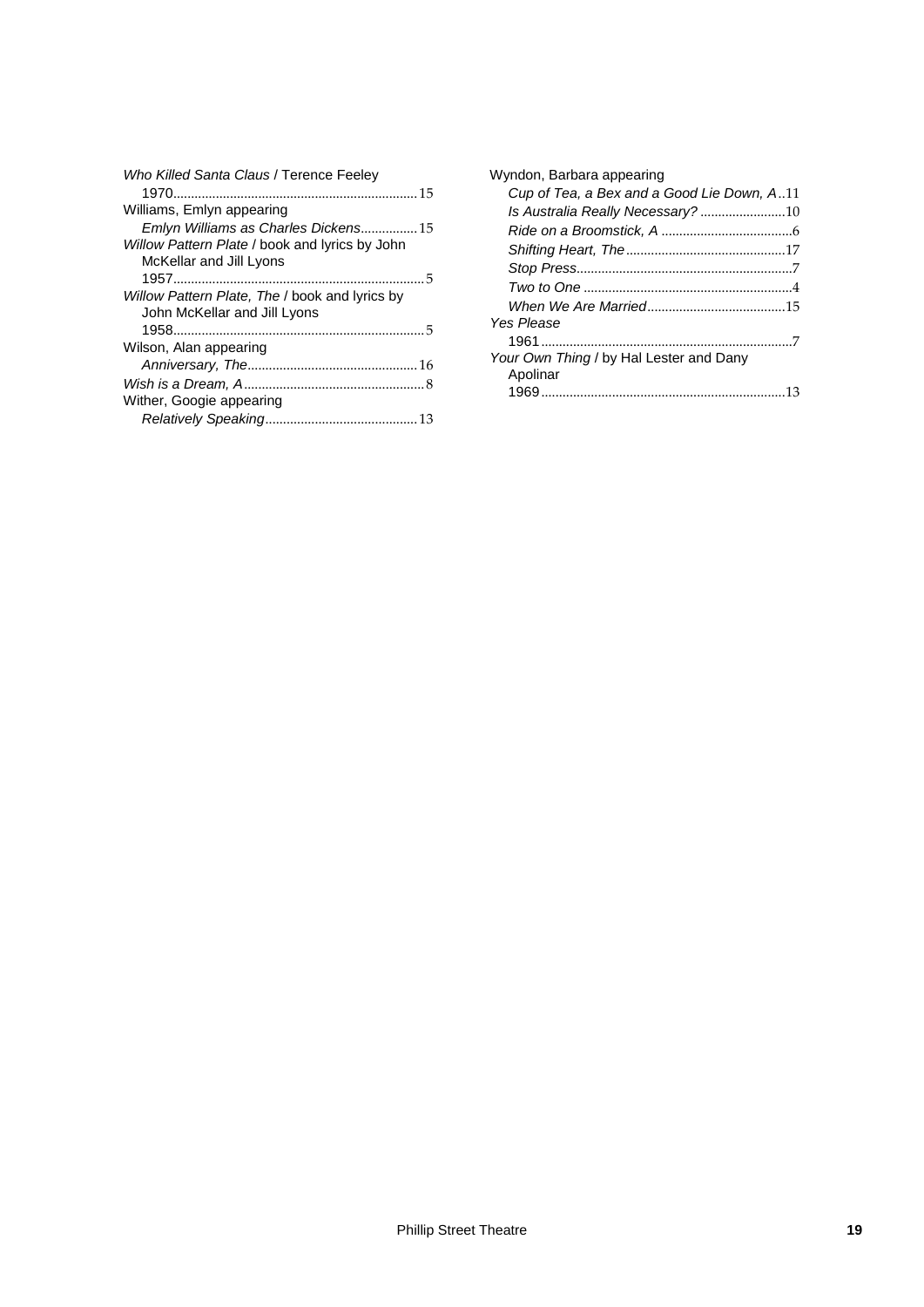*Who Killed Santa Claus* / Terence Feeley
  1970 .... 15

Williams, Emlyn appearing
  *Emlyn Williams as Charles Dickens* .... 15

*Willow Pattern Plate* / book and lyrics by John McKellar and Jill Lyons
  1957 .... 5

*Willow Pattern Plate, The* / book and lyrics by John McKellar and Jill Lyons
  1958 .... 5

Wilson, Alan appearing
  *Anniversary, The* .... 16

*Wish is a Dream, A* .... 8

Wither, Googie appearing
  *Relatively Speaking* .... 13

Wyndon, Barbara appearing
  *Cup of Tea, a Bex and a Good Lie Down, A* .. 11
  *Is Australia Really Necessary?* .... 10
  *Ride on a Broomstick, A* .... 6
  *Shifting Heart, The* .... 17
  *Stop Press* .... 7
  *Two to One* .... 4
  *When We Are Married* .... 15

*Yes Please*
  1961 .... 7

*Your Own Thing* / by Hal Lester and Dany Apolinar
  1969 .... 13